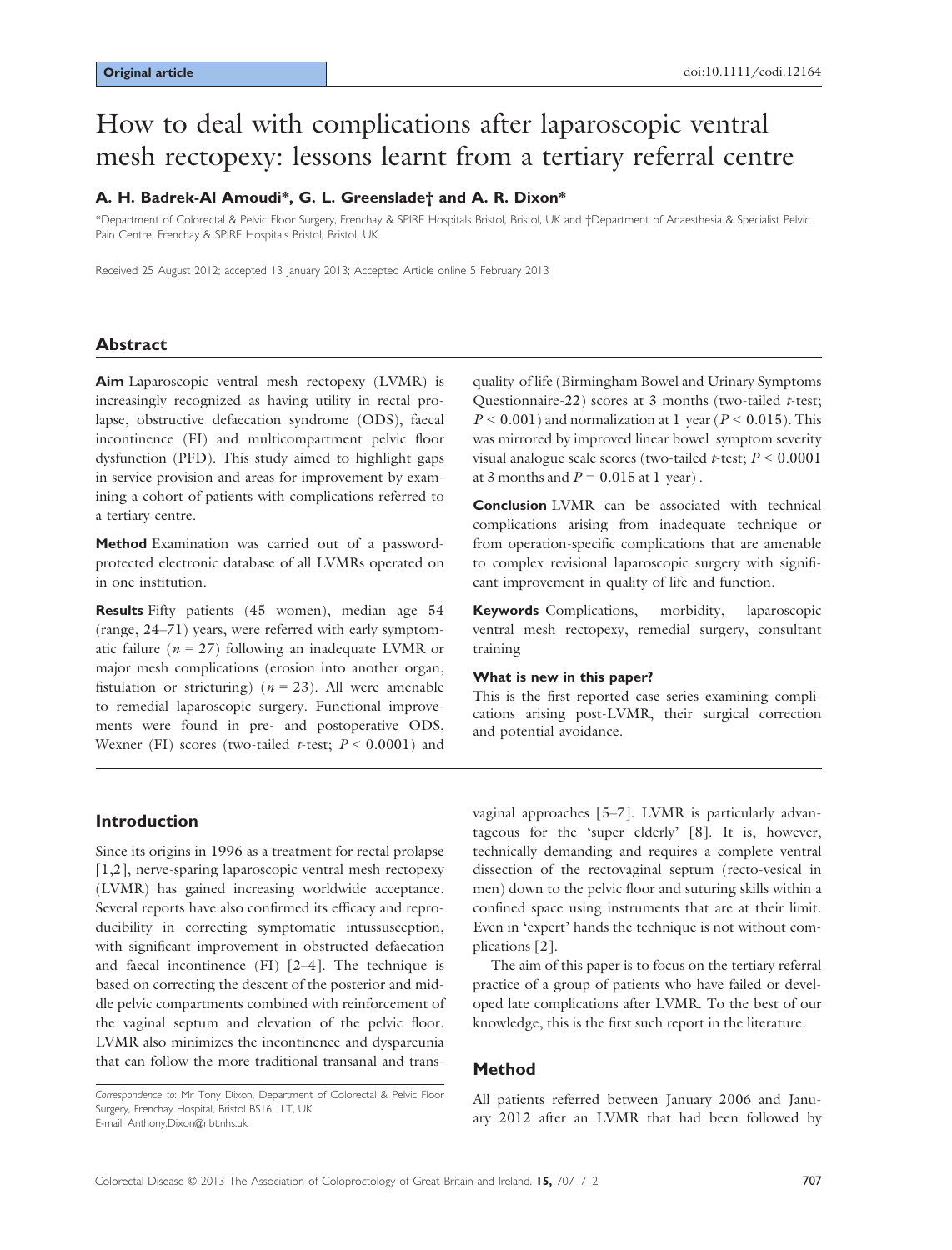Original article

doi:10.1111/codi.12164

# How to deal with complications after laparoscopic ventral mesh rectopexy: lessons learnt from a tertiary referral centre

**A. H. Badrek-Al Amoudi\*, G. L. Greenslade† and A. R. Dixon\***

\*Department of Colorectal & Pelvic Floor Surgery, Frenchay & SPIRE Hospitals Bristol, Bristol, UK and †Department of Anaesthesia & Specialist Pelvic Pain Centre, Frenchay & SPIRE Hospitals Bristol, Bristol, UK

Received 25 August 2012; accepted 13 January 2013; Accepted Article online 5 February 2013

## Abstract

**Aim** Laparoscopic ventral mesh rectopexy (LVMR) is increasingly recognized as having utility in rectal prolapse, obstructive defaecation syndrome (ODS), faecal incontinence (FI) and multicompartment pelvic floor dysfunction (PFD). This study aimed to highlight gaps in service provision and areas for improvement by examining a cohort of patients with complications referred to a tertiary centre.

**Method** Examination was carried out of a password-protected electronic database of all LVMRs operated on in one institution.

**Results** Fifty patients (45 women), median age 54 (range, 24–71) years, were referred with early symptomatic failure ($n$ = 27) following an inadequate LVMR or major mesh complications (erosion into another organ, fistulation or stricturing) ($n$ = 23). All were amenable to remedial laparoscopic surgery. Functional improvements were found in pre- and postoperative ODS, Wexner (FI) scores (two-tailed $t$-test; $P < 0.0001$) and quality of life (Birmingham Bowel and Urinary Symptoms Questionnaire-22) scores at 3 months (two-tailed $t$-test; $P < 0.001$) and normalization at 1 year ($P < 0.015$). This was mirrored by improved linear bowel symptom severity visual analogue scale scores (two-tailed $t$-test; $P < 0.0001$ at 3 months and $P = 0.015$ at 1 year).

**Conclusion** LVMR can be associated with technical complications arising from inadequate technique or from operation-specific complications that are amenable to complex revisional laparoscopic surgery with significant improvement in quality of life and function.

**Keywords** Complications, morbidity, laparoscopic ventral mesh rectopexy, remedial surgery, consultant training

#### What is new in this paper?

This is the first reported case series examining complications arising post-LVMR, their surgical correction and potential avoidance.

## Introduction

Since its origins in 1996 as a treatment for rectal prolapse [1,2], nerve-sparing laparoscopic ventral mesh rectopexy (LVMR) has gained increasing worldwide acceptance. Several reports have also confirmed its efficacy and reproducibility in correcting symptomatic intussusception, with significant improvement in obstructed defaecation and faecal incontinence (FI) [2–4]. The technique is based on correcting the descent of the posterior and middle pelvic compartments combined with reinforcement of the vaginal septum and elevation of the pelvic floor. LVMR also minimizes the incontinence and dyspareunia that can follow the more traditional transanal and transvaginal approaches [5–7]. LVMR is particularly advantageous for the 'super elderly' [8]. It is, however, technically demanding and requires a complete ventral dissection of the rectovaginal septum (recto-vesical in men) down to the pelvic floor and suturing skills within a confined space using instruments that are at their limit. Even in 'expert' hands the technique is not without complications [2].

The aim of this paper is to focus on the tertiary referral practice of a group of patients who have failed or developed late complications after LVMR. To the best of our knowledge, this is the first such report in the literature.

## Method

All patients referred between January 2006 and January 2012 after an LVMR that had been followed by

*Correspondence to:* Mr Tony Dixon, Department of Colorectal & Pelvic Floor Surgery, Frenchay Hospital, Bristol BS16 1LT, UK.
E-mail: Anthony.Dixon@nbt.nhs.uk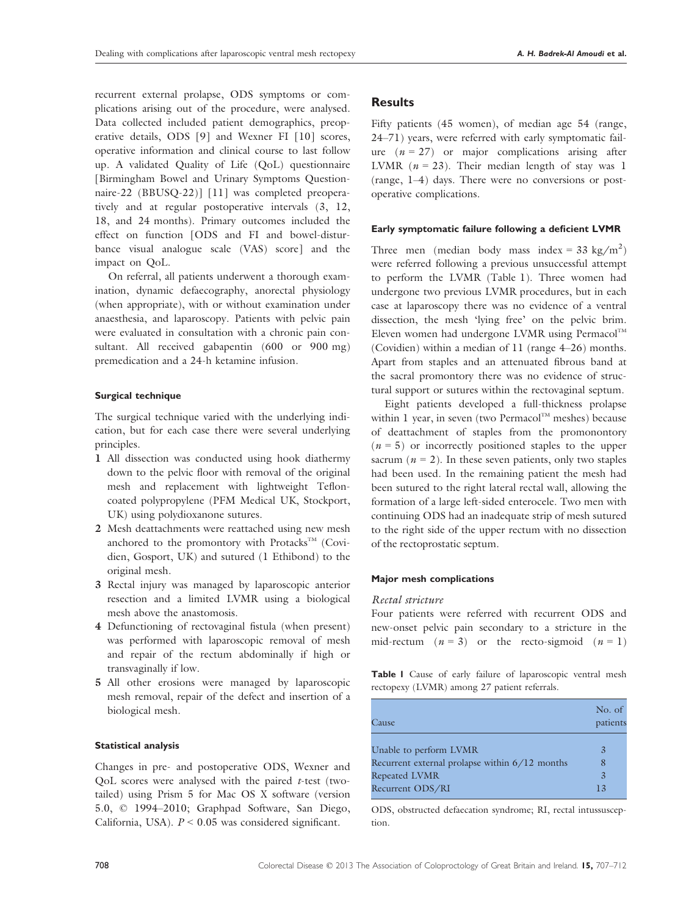recurrent external prolapse, ODS symptoms or complications arising out of the procedure, were analysed. Data collected included patient demographics, preoperative details, ODS [9] and Wexner FI [10] scores, operative information and clinical course to last follow up. A validated Quality of Life (QoL) questionnaire [Birmingham Bowel and Urinary Symptoms Questionnaire-22 (BBUSQ-22)] [11] was completed preoperatively and at regular postoperative intervals (3, 12, 18, and 24 months). Primary outcomes included the effect on function [ODS and FI and bowel-disturbance visual analogue scale (VAS) score] and the impact on QoL.

On referral, all patients underwent a thorough examination, dynamic defaecography, anorectal physiology (when appropriate), with or without examination under anaesthesia, and laparoscopy. Patients with pelvic pain were evaluated in consultation with a chronic pain consultant. All received gabapentin (600 or 900 mg) premedication and a 24-h ketamine infusion.

#### Surgical technique

The surgical technique varied with the underlying indication, but for each case there were several underlying principles.

1. All dissection was conducted using hook diathermy down to the pelvic floor with removal of the original mesh and replacement with lightweight Teflon-coated polypropylene (PFM Medical UK, Stockport, UK) using polydioxanone sutures.
2. Mesh deattachments were reattached using new mesh anchored to the promontory with Protacks™ (Covidien, Gosport, UK) and sutured (1 Ethibond) to the original mesh.
3. Rectal injury was managed by laparoscopic anterior resection and a limited LVMR using a biological mesh above the anastomosis.
4. Defunctioning of rectovaginal fistula (when present) was performed with laparoscopic removal of mesh and repair of the rectum abdominally if high or transvaginally if low.
5. All other erosions were managed by laparoscopic mesh removal, repair of the defect and insertion of a biological mesh.

#### Statistical analysis

Changes in pre- and postoperative ODS, Wexner and QoL scores were analysed with the paired *t*-test (two-tailed) using Prism 5 for Mac OS X software (version 5.0, © 1994–2010; Graphpad Software, San Diego, California, USA). $P < 0.05$ was considered significant.

## Results

Fifty patients (45 women), of median age 54 (range, 24–71) years, were referred with early symptomatic failure ($n = 27$) or major complications arising after LVMR ($n = 23$). Their median length of stay was 1 (range, 1–4) days. There were no conversions or postoperative complications.

#### Early symptomatic failure following a deficient LVMR

Three men (median body mass index = 33 kg/m$^2$) were referred following a previous unsuccessful attempt to perform the LVMR (Table 1). Three women had undergone two previous LVMR procedures, but in each case at laparoscopy there was no evidence of a ventral dissection, the mesh 'lying free' on the pelvic brim. Eleven women had undergone LVMR using Permacol™ (Covidien) within a median of 11 (range 4–26) months. Apart from staples and an attenuated fibrous band at the sacral promontory there was no evidence of structural support or sutures within the rectovaginal septum.

Eight patients developed a full-thickness prolapse within 1 year, in seven (two Permacol™ meshes) because of deattachment of staples from the promontory ($n = 5$) or incorrectly positioned staples to the upper sacrum ($n = 2$). In these seven patients, only two staples had been used. In the remaining patient the mesh had been sutured to the right lateral rectal wall, allowing the formation of a large left-sided enterocele. Two men with continuing ODS had an inadequate strip of mesh sutured to the right side of the upper rectum with no dissection of the rectoprostatic septum.

#### Major mesh complications

*Rectal stricture*

Four patients were referred with recurrent ODS and new-onset pelvic pain secondary to a stricture in the mid-rectum ($n = 3$) or the recto-sigmoid ($n = 1$)

**Table 1** Cause of early failure of laparoscopic ventral mesh rectopexy (LVMR) among 27 patient referrals.

| Cause | No. of patients |
|---|---|
| Unable to perform LVMR | 3 |
| Recurrent external prolapse within 6/12 months | 8 |
| Repeated LVMR | 3 |
| Recurrent ODS/RI | 13 |

ODS, obstructed defaecation syndrome; RI, rectal intussusception.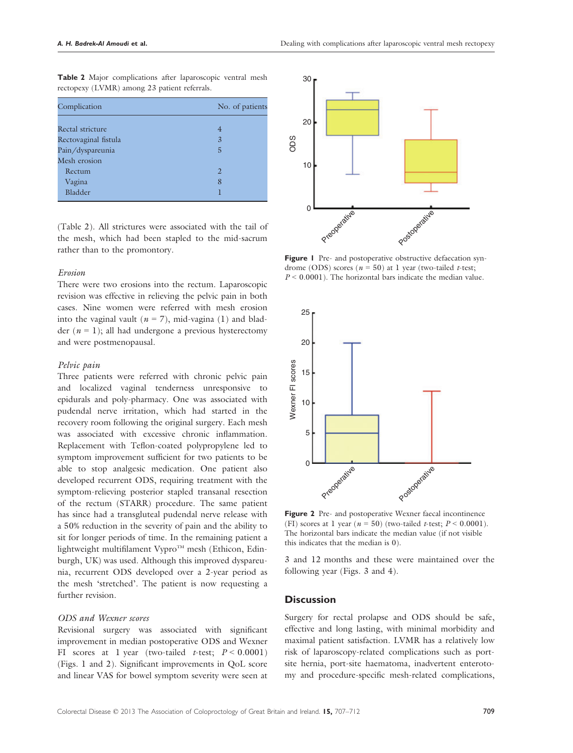**Table 2** Major complications after laparoscopic ventral mesh rectopexy (LVMR) among 23 patient referrals.

| Complication | No. of patients |
|---|---|
| Rectal stricture | 4 |
| Rectovaginal fistula | 3 |
| Pain/dyspareunia | 5 |
| Mesh erosion | |
| Rectum | 2 |
| Vagina | 8 |
| Bladder | 1 |

(Table 2). All strictures were associated with the tail of the mesh, which had been stapled to the mid-sacrum rather than to the promontory.

*Erosion*

There were two erosions into the rectum. Laparoscopic revision was effective in relieving the pelvic pain in both cases. Nine women were referred with mesh erosion into the vaginal vault ($n = 7$), mid-vagina (1) and bladder ($n = 1$); all had undergone a previous hysterectomy and were postmenopausal.

*Pelvic pain*

Three patients were referred with chronic pelvic pain and localized vaginal tenderness unresponsive to epidurals and poly-pharmacy. One was associated with pudendal nerve irritation, which had started in the recovery room following the original surgery. Each mesh was associated with excessive chronic inflammation. Replacement with Teflon-coated polypropylene led to symptom improvement sufficient for two patients to be able to stop analgesic medication. One patient also developed recurrent ODS, requiring treatment with the symptom-relieving posterior stapled transanal resection of the rectum (STARR) procedure. The same patient has since had a transgluteal pudendal nerve release with a 50% reduction in the severity of pain and the ability to sit for longer periods of time. In the remaining patient a lightweight multifilament Vypro™ mesh (Ethicon, Edinburgh, UK) was used. Although this improved dyspareunia, recurrent ODS developed over a 2-year period as the mesh 'stretched'. The patient is now requesting a further revision.

*ODS and Wexner scores*

Revisional surgery was associated with significant improvement in median postoperative ODS and Wexner FI scores at 1 year (two-tailed *t*-test; $P < 0.0001$) (Figs. 1 and 2). Significant improvements in QoL score and linear VAS for bowel symptom severity were seen at 3 and 12 months and these were maintained over the following year (Figs. 3 and 4).

**Figure 1** Pre- and postoperative obstructive defaecation syndrome (ODS) scores ($n = 50$) at 1 year (two-tailed *t*-test; $P < 0.0001$). The horizontal bars indicate the median value.

**Figure 2** Pre- and postoperative Wexner faecal incontinence (FI) scores at 1 year ($n = 50$) (two-tailed *t*-test; $P < 0.0001$). The horizontal bars indicate the median value (if not visible this indicates that the median is 0).

## Discussion

Surgery for rectal prolapse and ODS should be safe, effective and long lasting, with minimal morbidity and maximal patient satisfaction. LVMR has a relatively low risk of laparoscopy-related complications such as port-site hernia, port-site haematoma, inadvertent enterotomy and procedure-specific mesh-related complications,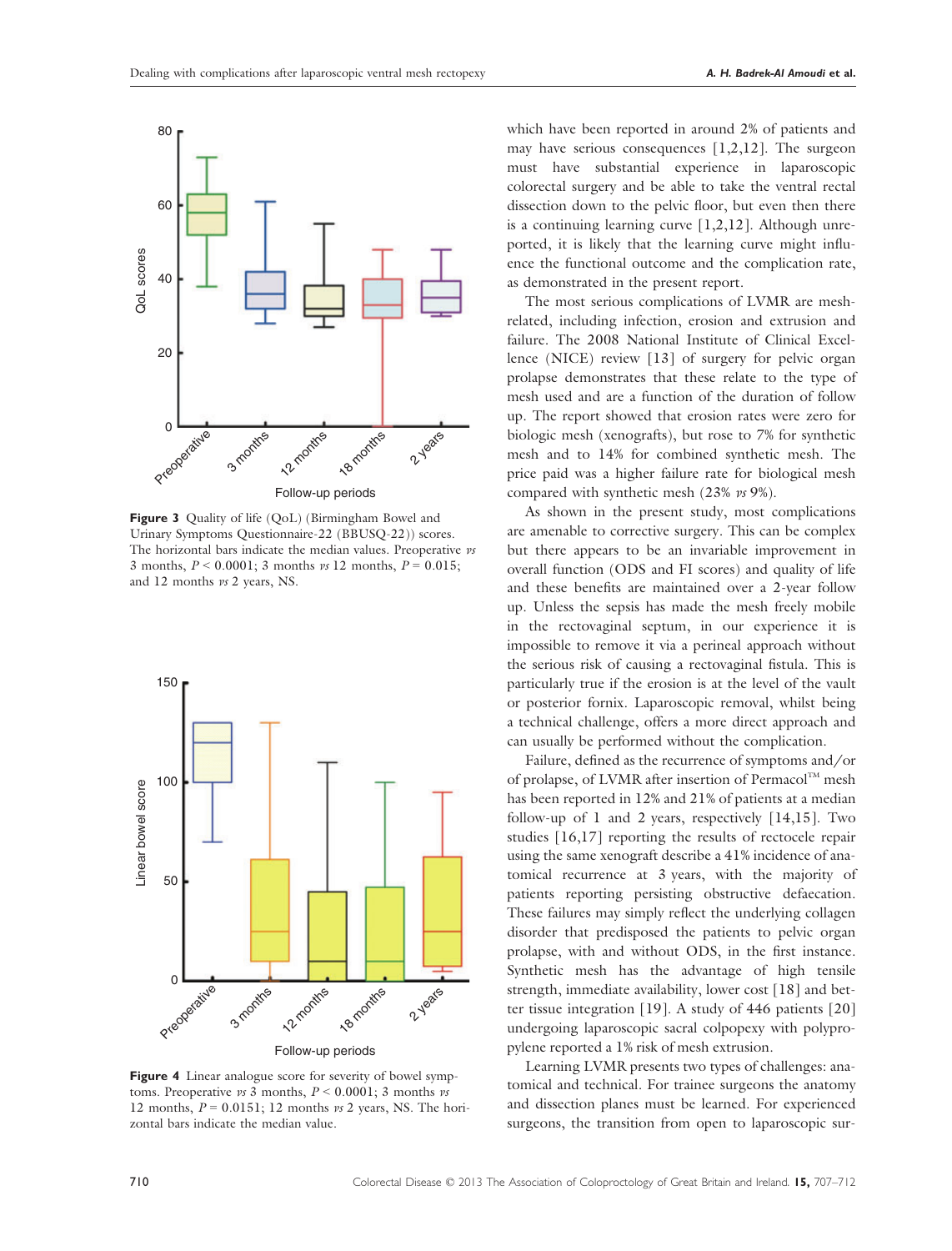Figure 3 Quality of life (QoL) (Birmingham Bowel and Urinary Symptoms Questionnaire-22 (BBUSQ-22)) scores. The horizontal bars indicate the median values. Preoperative *vs* 3 months, $P < 0.0001$; 3 months *vs* 12 months, $P = 0.015$; and 12 months *vs* 2 years, NS.

Figure 4 Linear analogue score for severity of bowel symptoms. Preoperative *vs* 3 months, $P < 0.0001$; 3 months *vs* 12 months, $P = 0.0151$; 12 months *vs* 2 years, NS. The horizontal bars indicate the median value.

which have been reported in around 2% of patients and may have serious consequences [1,2,12]. The surgeon must have substantial experience in laparoscopic colorectal surgery and be able to take the ventral rectal dissection down to the pelvic floor, but even then there is a continuing learning curve [1,2,12]. Although unreported, it is likely that the learning curve might influence the functional outcome and the complication rate, as demonstrated in the present report.

The most serious complications of LVMR are mesh-related, including infection, erosion and extrusion and failure. The 2008 National Institute of Clinical Excellence (NICE) review [13] of surgery for pelvic organ prolapse demonstrates that these relate to the type of mesh used and are a function of the duration of follow up. The report showed that erosion rates were zero for biologic mesh (xenografts), but rose to 7% for synthetic mesh and to 14% for combined synthetic mesh. The price paid was a higher failure rate for biological mesh compared with synthetic mesh (23% *vs* 9%).

As shown in the present study, most complications are amenable to corrective surgery. This can be complex but there appears to be an invariable improvement in overall function (ODS and FI scores) and quality of life and these benefits are maintained over a 2-year follow up. Unless the sepsis has made the mesh freely mobile in the rectovaginal septum, in our experience it is impossible to remove it via a perineal approach without the serious risk of causing a rectovaginal fistula. This is particularly true if the erosion is at the level of the vault or posterior fornix. Laparoscopic removal, whilst being a technical challenge, offers a more direct approach and can usually be performed without the complication.

Failure, defined as the recurrence of symptoms and/or of prolapse, of LVMR after insertion of Permacol™ mesh has been reported in 12% and 21% of patients at a median follow-up of 1 and 2 years, respectively [14,15]. Two studies [16,17] reporting the results of rectocele repair using the same xenograft describe a 41% incidence of anatomical recurrence at 3 years, with the majority of patients reporting persisting obstructive defaecation. These failures may simply reflect the underlying collagen disorder that predisposed the patients to pelvic organ prolapse, with and without ODS, in the first instance. Synthetic mesh has the advantage of high tensile strength, immediate availability, lower cost [18] and better tissue integration [19]. A study of 446 patients [20] undergoing laparoscopic sacral colpopexy with polypropylene reported a 1% risk of mesh extrusion.

Learning LVMR presents two types of challenges: anatomical and technical. For trainee surgeons the anatomy and dissection planes must be learned. For experienced surgeons, the transition from open to laparoscopic sur-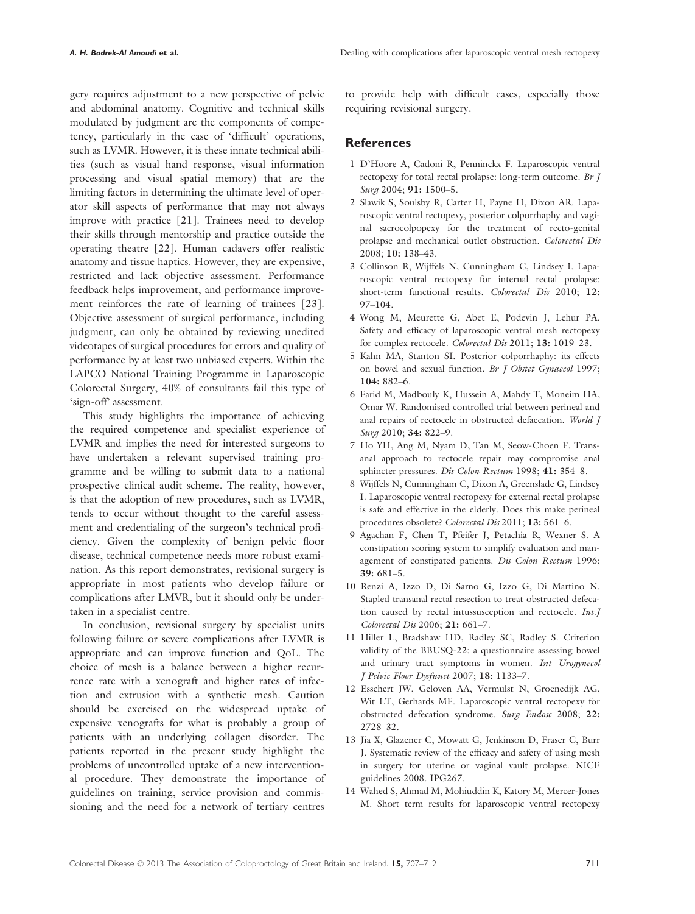gery requires adjustment to a new perspective of pelvic and abdominal anatomy. Cognitive and technical skills modulated by judgment are the components of competency, particularly in the case of 'difficult' operations, such as LVMR. However, it is these innate technical abilities (such as visual hand response, visual information processing and visual spatial memory) that are the limiting factors in determining the ultimate level of operator skill aspects of performance that may not always improve with practice [21]. Trainees need to develop their skills through mentorship and practice outside the operating theatre [22]. Human cadavers offer realistic anatomy and tissue haptics. However, they are expensive, restricted and lack objective assessment. Performance feedback helps improvement, and performance improvement reinforces the rate of learning of trainees [23]. Objective assessment of surgical performance, including judgment, can only be obtained by reviewing unedited videotapes of surgical procedures for errors and quality of performance by at least two unbiased experts. Within the LAPCO National Training Programme in Laparoscopic Colorectal Surgery, 40% of consultants fail this type of 'sign-off' assessment.

This study highlights the importance of achieving the required competence and specialist experience of LVMR and implies the need for interested surgeons to have undertaken a relevant supervised training programme and be willing to submit data to a national prospective clinical audit scheme. The reality, however, is that the adoption of new procedures, such as LVMR, tends to occur without thought to the careful assessment and credentialing of the surgeon's technical proficiency. Given the complexity of benign pelvic floor disease, technical competence needs more robust examination. As this report demonstrates, revisional surgery is appropriate in most patients who develop failure or complications after LMVR, but it should only be undertaken in a specialist centre.

In conclusion, revisional surgery by specialist units following failure or severe complications after LVMR is appropriate and can improve function and QoL. The choice of mesh is a balance between a higher recurrence rate with a xenograft and higher rates of infection and extrusion with a synthetic mesh. Caution should be exercised on the widespread uptake of expensive xenografts for what is probably a group of patients with an underlying collagen disorder. The patients reported in the present study highlight the problems of uncontrolled uptake of a new interventional procedure. They demonstrate the importance of guidelines on training, service provision and commissioning and the need for a network of tertiary centres to provide help with difficult cases, especially those requiring revisional surgery.

## References

1. D'Hoore A, Cadoni R, Penninckx F. Laparoscopic ventral rectopexy for total rectal prolapse: long-term outcome. *Br J Surg* 2004; **91:** 1500–5.
2. Slawik S, Soulsby R, Carter H, Payne H, Dixon AR. Laparoscopic ventral rectopexy, posterior colporrhaphy and vaginal sacrocolpopexy for the treatment of recto-genital prolapse and mechanical outlet obstruction. *Colorectal Dis* 2008; **10:** 138–43.
3. Collinson R, Wijffels N, Cunningham C, Lindsey I. Laparoscopic ventral rectopexy for internal rectal prolapse: short-term functional results. *Colorectal Dis* 2010; **12:** 97–104.
4. Wong M, Meurette G, Abet E, Podevin J, Lehur PA. Safety and efficacy of laparoscopic ventral mesh rectopexy for complex rectocele. *Colorectal Dis* 2011; **13:** 1019–23.
5. Kahn MA, Stanton SI. Posterior colporrhaphy: its effects on bowel and sexual function. *Br J Obstet Gynaecol* 1997; **104:** 882–6.
6. Farid M, Madbouly K, Hussein A, Mahdy T, Moneim HA, Omar W. Randomised controlled trial between perineal and anal repairs of rectocele in obstructed defaecation. *World J Surg* 2010; **34:** 822–9.
7. Ho YH, Ang M, Nyam D, Tan M, Seow-Choen F. Transanal approach to rectocele repair may compromise anal sphincter pressures. *Dis Colon Rectum* 1998; **41:** 354–8.
8. Wijffels N, Cunningham C, Dixon A, Greenslade G, Lindsey I. Laparoscopic ventral rectopexy for external rectal prolapse is safe and effective in the elderly. Does this make perineal procedures obsolete? *Colorectal Dis* 2011; **13:** 561–6.
9. Agachan F, Chen T, Pfeifer J, Petachia R, Wexner S. A constipation scoring system to simplify evaluation and management of constipated patients. *Dis Colon Rectum* 1996; **39:** 681–5.
10. Renzi A, Izzo D, Di Sarno G, Izzo G, Di Martino N. Stapled transanal rectal resection to treat obstructed defecation caused by rectal intussusception and rectocele. *Int.J Colorectal Dis* 2006; **21:** 661–7.
11. Hiller L, Bradshaw HD, Radley SC, Radley S. Criterion validity of the BBUSQ-22: a questionnaire assessing bowel and urinary tract symptoms in women. *Int Urogynecol J Pelvic Floor Dysfunct* 2007; **18:** 1133–7.
12. Esschert JW, Geloven AA, Vermulst N, Groenedijk AG, Wit LT, Gerhards MF. Laparoscopic ventral rectopexy for obstructed defecation syndrome. *Surg Endosc* 2008; **22:** 2728–32.
13. Jia X, Glazener C, Mowatt G, Jenkinson D, Fraser C, Burr J. Systematic review of the efficacy and safety of using mesh in surgery for uterine or vaginal vault prolapse. NICE guidelines 2008. IPG267.
14. Wahed S, Ahmad M, Mohiuddin K, Katory M, Mercer-Jones M. Short term results for laparoscopic ventral rectopexy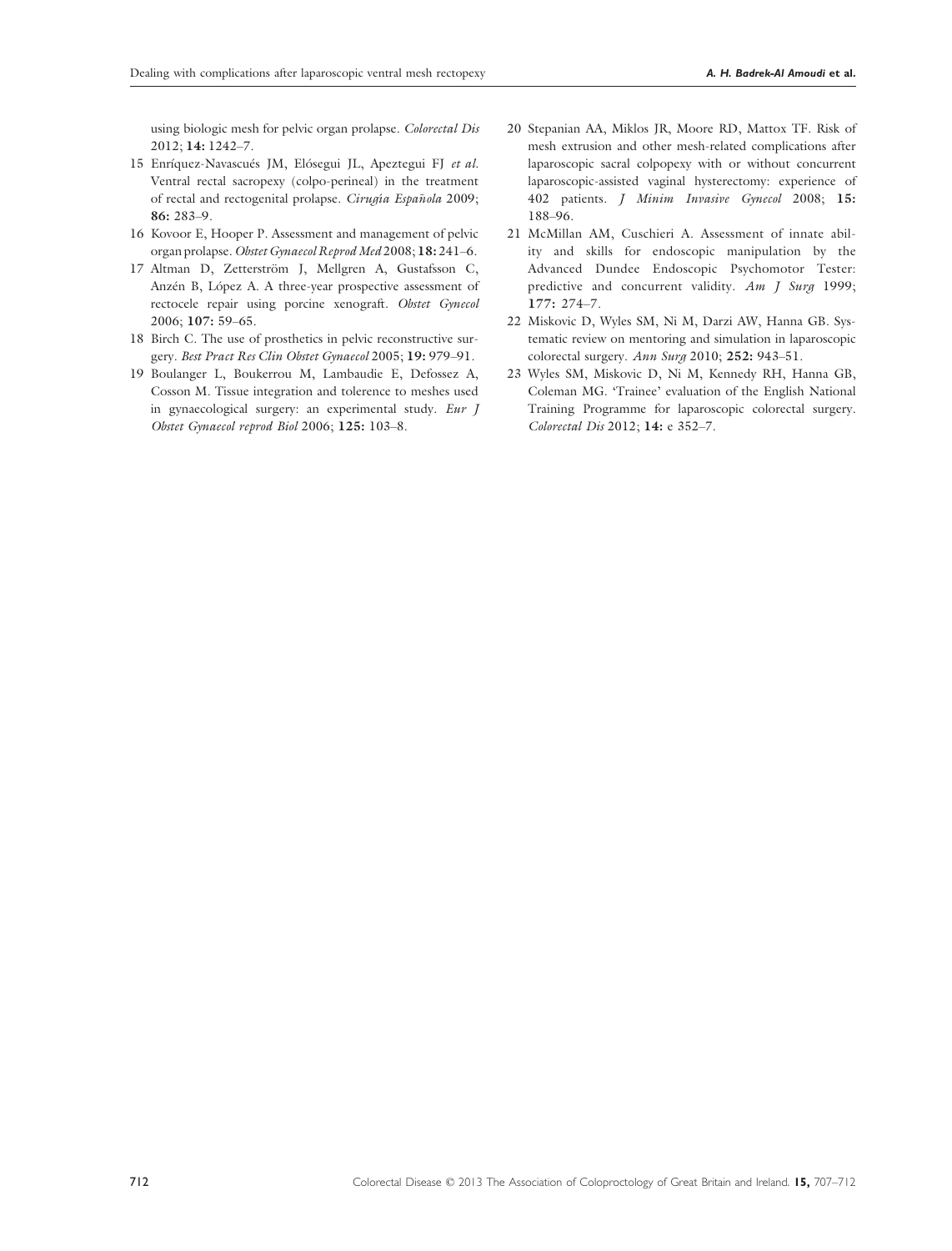using biologic mesh for pelvic organ prolapse. *Colorectal Dis* 2012; **14:** 1242–7.

15 Enríquez-Navascués JM, Elósegui JL, Apeztegui FJ *et al.* Ventral rectal sacropexy (colpo-perineal) in the treatment of rectal and rectogenital prolapse. *Cirugía Española* 2009; **86:** 283–9.

16 Kovoor E, Hooper P. Assessment and management of pelvic organ prolapse. *Obstet Gynaecol Reprod Med* 2008; **18:** 241–6.

17 Altman D, Zetterström J, Mellgren A, Gustafsson C, Anzén B, López A. A three-year prospective assessment of rectocele repair using porcine xenograft. *Obstet Gynecol* 2006; **107:** 59–65.

18 Birch C. The use of prosthetics in pelvic reconstructive surgery. *Best Pract Res Clin Obstet Gynaecol* 2005; **19:** 979–91.

19 Boulanger L, Boukerrou M, Lambaudie E, Defossez A, Cosson M. Tissue integration and tolerence to meshes used in gynaecological surgery: an experimental study. *Eur J Obstet Gynaecol reprod Biol* 2006; **125:** 103–8.

20 Stepanian AA, Miklos JR, Moore RD, Mattox TF. Risk of mesh extrusion and other mesh-related complications after laparoscopic sacral colpopexy with or without concurrent laparoscopic-assisted vaginal hysterectomy: experience of 402 patients. *J Minim Invasive Gynecol* 2008; **15:** 188–96.

21 McMillan AM, Cuschieri A. Assessment of innate ability and skills for endoscopic manipulation by the Advanced Dundee Endoscopic Psychomotor Tester: predictive and concurrent validity. *Am J Surg* 1999; **177:** 274–7.

22 Miskovic D, Wyles SM, Ni M, Darzi AW, Hanna GB. Systematic review on mentoring and simulation in laparoscopic colorectal surgery. *Ann Surg* 2010; **252:** 943–51.

23 Wyles SM, Miskovic D, Ni M, Kennedy RH, Hanna GB, Coleman MG. 'Trainee' evaluation of the English National Training Programme for laparoscopic colorectal surgery. *Colorectal Dis* 2012; **14:** e 352–7.